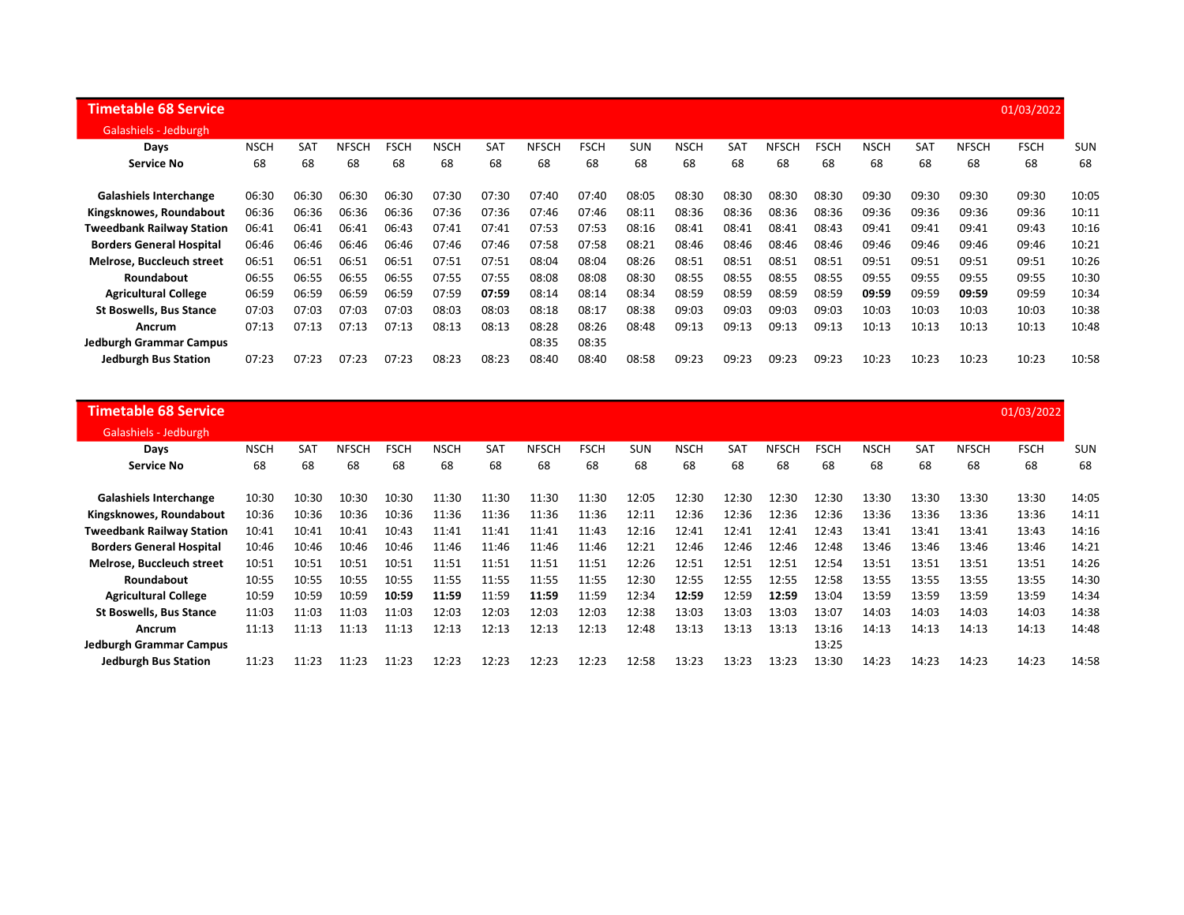## Timetable 68 Service

Galashiels - Jedburgh

01/03/2022

| Days | NSCH | SAT | NFSCH | FSCH | NSCH | SAT | NFSCH | FSCH | SUN | NSCH | SAT | NFSCH | FSCH | NSCH | SAT | NFSCH | FSCH | SUN |
|---|---|---|---|---|---|---|---|---|---|---|---|---|---|---|---|---|---|---|
| Service No | 68 | 68 | 68 | 68 | 68 | 68 | 68 | 68 | 68 | 68 | 68 | 68 | 68 | 68 | 68 | 68 | 68 | 68 |
| Galashiels Interchange | 06:30 | 06:30 | 06:30 | 06:30 | 07:30 | 07:30 | 07:40 | 07:40 | 08:05 | 08:30 | 08:30 | 08:30 | 08:30 | 09:30 | 09:30 | 09:30 | 09:30 | 10:05 |
| Kingsknowes, Roundabout | 06:36 | 06:36 | 06:36 | 06:36 | 07:36 | 07:36 | 07:46 | 07:46 | 08:11 | 08:36 | 08:36 | 08:36 | 08:36 | 09:36 | 09:36 | 09:36 | 09:36 | 10:11 |
| Tweedbank Railway Station | 06:41 | 06:41 | 06:41 | 06:43 | 07:41 | 07:41 | 07:53 | 07:53 | 08:16 | 08:41 | 08:41 | 08:41 | 08:43 | 09:41 | 09:41 | 09:41 | 09:43 | 10:16 |
| Borders General Hospital | 06:46 | 06:46 | 06:46 | 06:46 | 07:46 | 07:46 | 07:58 | 07:58 | 08:21 | 08:46 | 08:46 | 08:46 | 08:46 | 09:46 | 09:46 | 09:46 | 09:46 | 10:21 |
| Melrose, Buccleuch street | 06:51 | 06:51 | 06:51 | 06:51 | 07:51 | 07:51 | 08:04 | 08:04 | 08:26 | 08:51 | 08:51 | 08:51 | 08:51 | 09:51 | 09:51 | 09:51 | 09:51 | 10:26 |
| Roundabout | 06:55 | 06:55 | 06:55 | 06:55 | 07:55 | 07:55 | 08:08 | 08:08 | 08:30 | 08:55 | 08:55 | 08:55 | 08:55 | 09:55 | 09:55 | 09:55 | 09:55 | 10:30 |
| Agricultural College | 06:59 | 06:59 | 06:59 | 06:59 | 07:59 | **07:59** | 08:14 | 08:14 | 08:34 | 08:59 | 08:59 | 08:59 | 08:59 | **09:59** | 09:59 | **09:59** | 09:59 | 10:34 |
| St Boswells, Bus Stance | 07:03 | 07:03 | 07:03 | 07:03 | 08:03 | 08:03 | 08:18 | 08:17 | 08:38 | 09:03 | 09:03 | 09:03 | 09:03 | 10:03 | 10:03 | 10:03 | 10:03 | 10:38 |
| Ancrum | 07:13 | 07:13 | 07:13 | 07:13 | 08:13 | 08:13 | 08:28 | 08:26 | 08:48 | 09:13 | 09:13 | 09:13 | 09:13 | 10:13 | 10:13 | 10:13 | 10:13 | 10:48 |
| Jedburgh Grammar Campus | | | | | | | 08:35 | 08:35 | | | | | | | | | | |
| Jedburgh Bus Station | 07:23 | 07:23 | 07:23 | 07:23 | 08:23 | 08:23 | 08:40 | 08:40 | 08:58 | 09:23 | 09:23 | 09:23 | 09:23 | 10:23 | 10:23 | 10:23 | 10:23 | 10:58 |

## Timetable 68 Service

Galashiels - Jedburgh

01/03/2022

| Days | NSCH | SAT | NFSCH | FSCH | NSCH | SAT | NFSCH | FSCH | SUN | NSCH | SAT | NFSCH | FSCH | NSCH | SAT | NFSCH | FSCH | SUN |
|---|---|---|---|---|---|---|---|---|---|---|---|---|---|---|---|---|---|---|
| Service No | 68 | 68 | 68 | 68 | 68 | 68 | 68 | 68 | 68 | 68 | 68 | 68 | 68 | 68 | 68 | 68 | 68 | 68 |
| Galashiels Interchange | 10:30 | 10:30 | 10:30 | 10:30 | 11:30 | 11:30 | 11:30 | 11:30 | 12:05 | 12:30 | 12:30 | 12:30 | 12:30 | 13:30 | 13:30 | 13:30 | 13:30 | 14:05 |
| Kingsknowes, Roundabout | 10:36 | 10:36 | 10:36 | 10:36 | 11:36 | 11:36 | 11:36 | 11:36 | 12:11 | 12:36 | 12:36 | 12:36 | 12:36 | 13:36 | 13:36 | 13:36 | 13:36 | 14:11 |
| Tweedbank Railway Station | 10:41 | 10:41 | 10:41 | 10:43 | 11:41 | 11:41 | 11:41 | 11:43 | 12:16 | 12:41 | 12:41 | 12:41 | 12:43 | 13:41 | 13:41 | 13:41 | 13:43 | 14:16 |
| Borders General Hospital | 10:46 | 10:46 | 10:46 | 10:46 | 11:46 | 11:46 | 11:46 | 11:46 | 12:21 | 12:46 | 12:46 | 12:46 | 12:48 | 13:46 | 13:46 | 13:46 | 13:46 | 14:21 |
| Melrose, Buccleuch street | 10:51 | 10:51 | 10:51 | 10:51 | 11:51 | 11:51 | 11:51 | 11:51 | 12:26 | 12:51 | 12:51 | 12:51 | 12:54 | 13:51 | 13:51 | 13:51 | 13:51 | 14:26 |
| Roundabout | 10:55 | 10:55 | 10:55 | 10:55 | 11:55 | 11:55 | 11:55 | 11:55 | 12:30 | 12:55 | 12:55 | 12:55 | 12:58 | 13:55 | 13:55 | 13:55 | 13:55 | 14:30 |
| Agricultural College | 10:59 | 10:59 | 10:59 | **10:59** | **11:59** | 11:59 | **11:59** | 11:59 | 12:34 | **12:59** | 12:59 | **12:59** | 13:04 | 13:59 | 13:59 | 13:59 | 13:59 | 14:34 |
| St Boswells, Bus Stance | 11:03 | 11:03 | 11:03 | 11:03 | 12:03 | 12:03 | 12:03 | 12:03 | 12:38 | 13:03 | 13:03 | 13:03 | 13:07 | 14:03 | 14:03 | 14:03 | 14:03 | 14:38 |
| Ancrum | 11:13 | 11:13 | 11:13 | 11:13 | 12:13 | 12:13 | 12:13 | 12:13 | 12:48 | 13:13 | 13:13 | 13:13 | 13:16 | 14:13 | 14:13 | 14:13 | 14:13 | 14:48 |
| Jedburgh Grammar Campus | | | | | | | | | | | | | 13:25 | | | | | |
| Jedburgh Bus Station | 11:23 | 11:23 | 11:23 | 11:23 | 12:23 | 12:23 | 12:23 | 12:23 | 12:58 | 13:23 | 13:23 | 13:23 | 13:30 | 14:23 | 14:23 | 14:23 | 14:23 | 14:58 |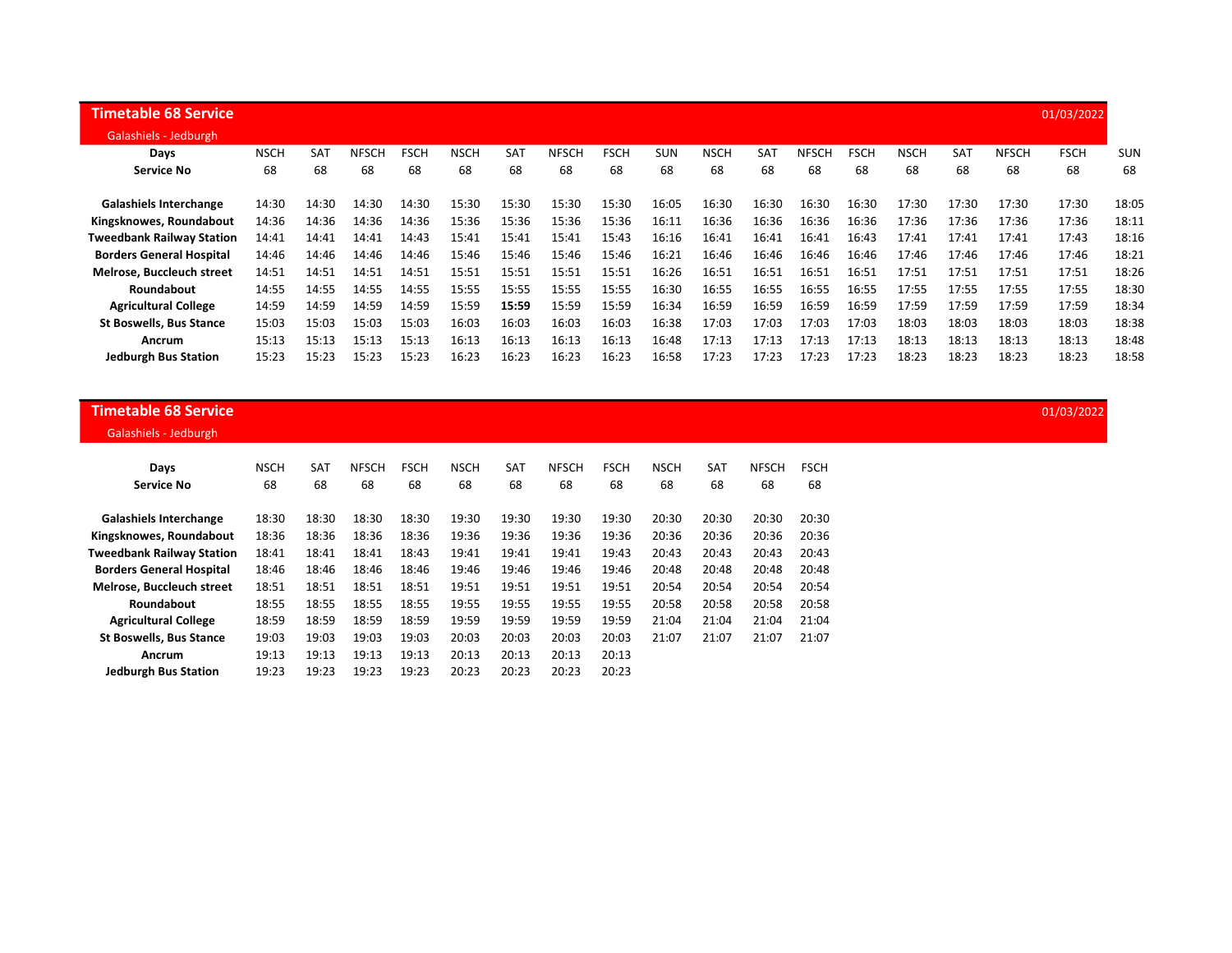## Timetable 68 Service

Galashiels - Jedburgh

01/03/2022

| Days | NSCH | SAT | NFSCH | FSCH | NSCH | SAT | NFSCH | FSCH | SUN | NSCH | SAT | NFSCH | FSCH | NSCH | SAT | NFSCH | FSCH | SUN |
|---|---|---|---|---|---|---|---|---|---|---|---|---|---|---|---|---|---|---|
| **Service No** | 68 | 68 | 68 | 68 | 68 | 68 | 68 | 68 | 68 | 68 | 68 | 68 | 68 | 68 | 68 | 68 | 68 | 68 |
| **Galashiels Interchange** | 14:30 | 14:30 | 14:30 | 14:30 | 15:30 | 15:30 | 15:30 | 15:30 | 16:05 | 16:30 | 16:30 | 16:30 | 16:30 | 17:30 | 17:30 | 17:30 | 17:30 | 18:05 |
| **Kingsknowes, Roundabout** | 14:36 | 14:36 | 14:36 | 14:36 | 15:36 | 15:36 | 15:36 | 15:36 | 16:11 | 16:36 | 16:36 | 16:36 | 16:36 | 17:36 | 17:36 | 17:36 | 17:36 | 18:11 |
| **Tweedbank Railway Station** | 14:41 | 14:41 | 14:41 | 14:43 | 15:41 | 15:41 | 15:41 | 15:43 | 16:16 | 16:41 | 16:41 | 16:41 | 16:43 | 17:41 | 17:41 | 17:41 | 17:43 | 18:16 |
| **Borders General Hospital** | 14:46 | 14:46 | 14:46 | 14:46 | 15:46 | 15:46 | 15:46 | 15:46 | 16:21 | 16:46 | 16:46 | 16:46 | 16:46 | 17:46 | 17:46 | 17:46 | 17:46 | 18:21 |
| **Melrose, Buccleuch street** | 14:51 | 14:51 | 14:51 | 14:51 | 15:51 | 15:51 | 15:51 | 15:51 | 16:26 | 16:51 | 16:51 | 16:51 | 16:51 | 17:51 | 17:51 | 17:51 | 17:51 | 18:26 |
| **Roundabout** | 14:55 | 14:55 | 14:55 | 14:55 | 15:55 | 15:55 | 15:55 | 15:55 | 16:30 | 16:55 | 16:55 | 16:55 | 16:55 | 17:55 | 17:55 | 17:55 | 17:55 | 18:30 |
| **Agricultural College** | 14:59 | 14:59 | 14:59 | 14:59 | 15:59 | **15:59** | 15:59 | 15:59 | 16:34 | 16:59 | 16:59 | 16:59 | 16:59 | 17:59 | 17:59 | 17:59 | 17:59 | 18:34 |
| **St Boswells, Bus Stance** | 15:03 | 15:03 | 15:03 | 15:03 | 16:03 | 16:03 | 16:03 | 16:03 | 16:38 | 17:03 | 17:03 | 17:03 | 17:03 | 18:03 | 18:03 | 18:03 | 18:03 | 18:38 |
| **Ancrum** | 15:13 | 15:13 | 15:13 | 15:13 | 16:13 | 16:13 | 16:13 | 16:13 | 16:48 | 17:13 | 17:13 | 17:13 | 17:13 | 18:13 | 18:13 | 18:13 | 18:13 | 18:48 |
| **Jedburgh Bus Station** | 15:23 | 15:23 | 15:23 | 15:23 | 16:23 | 16:23 | 16:23 | 16:23 | 16:58 | 17:23 | 17:23 | 17:23 | 17:23 | 18:23 | 18:23 | 18:23 | 18:23 | 18:58 |

## Timetable 68 Service

Galashiels - Jedburgh

01/03/2022

| Days | NSCH | SAT | NFSCH | FSCH | NSCH | SAT | NFSCH | FSCH | NSCH | SAT | NFSCH | FSCH |
|---|---|---|---|---|---|---|---|---|---|---|---|---|
| **Service No** | 68 | 68 | 68 | 68 | 68 | 68 | 68 | 68 | 68 | 68 | 68 | 68 |
| **Galashiels Interchange** | 18:30 | 18:30 | 18:30 | 18:30 | 19:30 | 19:30 | 19:30 | 19:30 | 20:30 | 20:30 | 20:30 | 20:30 |
| **Kingsknowes, Roundabout** | 18:36 | 18:36 | 18:36 | 18:36 | 19:36 | 19:36 | 19:36 | 19:36 | 20:36 | 20:36 | 20:36 | 20:36 |
| **Tweedbank Railway Station** | 18:41 | 18:41 | 18:41 | 18:43 | 19:41 | 19:41 | 19:41 | 19:43 | 20:43 | 20:43 | 20:43 | 20:43 |
| **Borders General Hospital** | 18:46 | 18:46 | 18:46 | 18:46 | 19:46 | 19:46 | 19:46 | 19:46 | 20:48 | 20:48 | 20:48 | 20:48 |
| **Melrose, Buccleuch street** | 18:51 | 18:51 | 18:51 | 18:51 | 19:51 | 19:51 | 19:51 | 19:51 | 20:54 | 20:54 | 20:54 | 20:54 |
| **Roundabout** | 18:55 | 18:55 | 18:55 | 18:55 | 19:55 | 19:55 | 19:55 | 19:55 | 20:58 | 20:58 | 20:58 | 20:58 |
| **Agricultural College** | 18:59 | 18:59 | 18:59 | 18:59 | 19:59 | 19:59 | 19:59 | 19:59 | 21:04 | 21:04 | 21:04 | 21:04 |
| **St Boswells, Bus Stance** | 19:03 | 19:03 | 19:03 | 19:03 | 20:03 | 20:03 | 20:03 | 20:03 | 21:07 | 21:07 | 21:07 | 21:07 |
| **Ancrum** | 19:13 | 19:13 | 19:13 | 19:13 | 20:13 | 20:13 | 20:13 | 20:13 | | | | |
| **Jedburgh Bus Station** | 19:23 | 19:23 | 19:23 | 19:23 | 20:23 | 20:23 | 20:23 | 20:23 | | | | |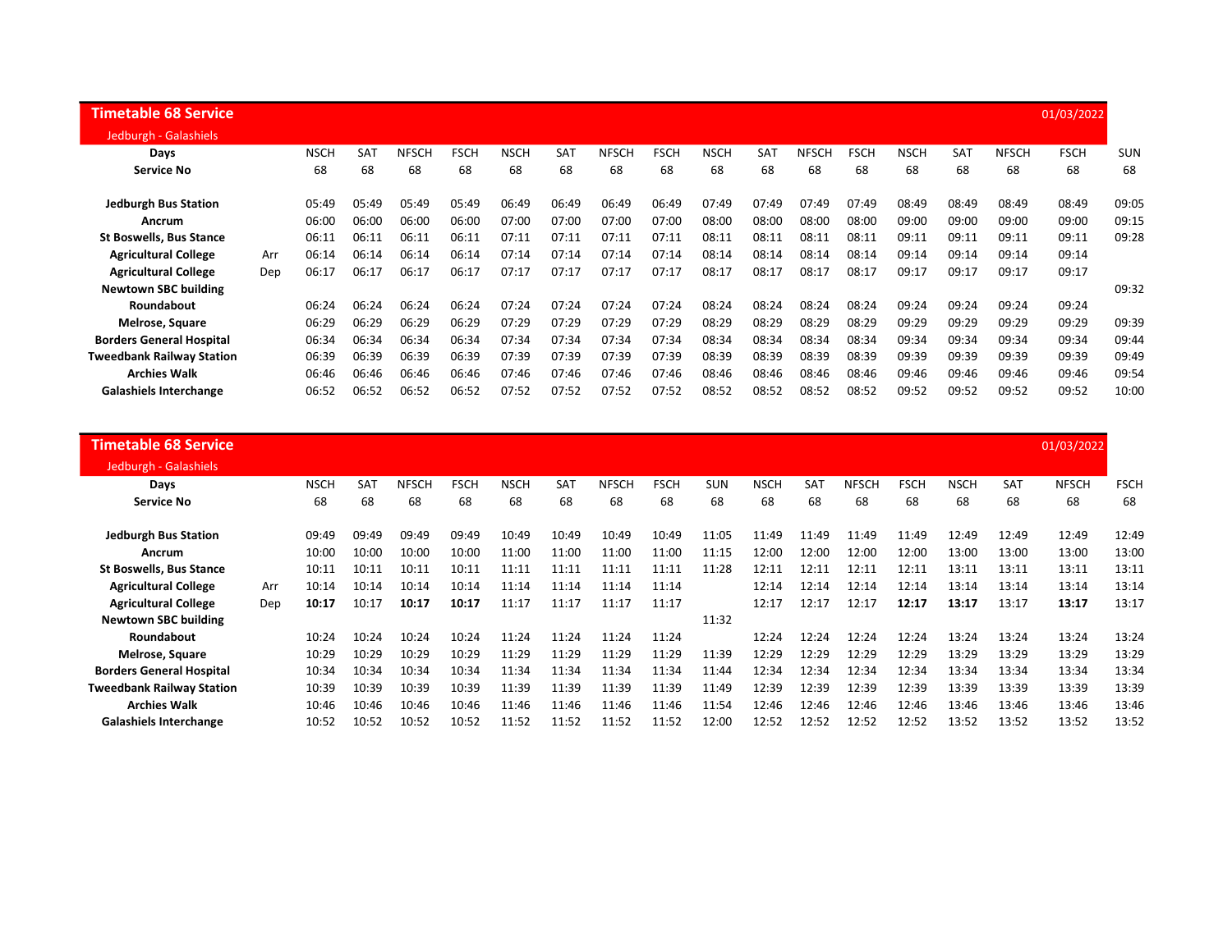## Timetable 68 Service

Jedburgh - Galashiels

01/03/2022

| Days | | NSCH | SAT | NFSCH | FSCH | NSCH | SAT | NFSCH | FSCH | NSCH | SAT | NFSCH | FSCH | NSCH | SAT | NFSCH | FSCH | SUN |
|---|---|---|---|---|---|---|---|---|---|---|---|---|---|---|---|---|---|---|
| **Service No** | | 68 | 68 | 68 | 68 | 68 | 68 | 68 | 68 | 68 | 68 | 68 | 68 | 68 | 68 | 68 | 68 | 68 |
| **Jedburgh Bus Station** | | 05:49 | 05:49 | 05:49 | 05:49 | 06:49 | 06:49 | 06:49 | 06:49 | 07:49 | 07:49 | 07:49 | 07:49 | 08:49 | 08:49 | 08:49 | 08:49 | 09:05 |
| **Ancrum** | | 06:00 | 06:00 | 06:00 | 06:00 | 07:00 | 07:00 | 07:00 | 07:00 | 08:00 | 08:00 | 08:00 | 08:00 | 09:00 | 09:00 | 09:00 | 09:00 | 09:15 |
| **St Boswells, Bus Stance** | | 06:11 | 06:11 | 06:11 | 06:11 | 07:11 | 07:11 | 07:11 | 07:11 | 08:11 | 08:11 | 08:11 | 08:11 | 09:11 | 09:11 | 09:11 | 09:11 | 09:28 |
| **Agricultural College** | Arr | 06:14 | 06:14 | 06:14 | 06:14 | 07:14 | 07:14 | 07:14 | 07:14 | 08:14 | 08:14 | 08:14 | 08:14 | 09:14 | 09:14 | 09:14 | 09:14 | |
| **Agricultural College** | Dep | 06:17 | 06:17 | 06:17 | 06:17 | 07:17 | 07:17 | 07:17 | 07:17 | 08:17 | 08:17 | 08:17 | 08:17 | 09:17 | 09:17 | 09:17 | 09:17 | |
| **Newtown SBC building** | | | | | | | | | | | | | | | | | | 09:32 |
| **Roundabout** | | 06:24 | 06:24 | 06:24 | 06:24 | 07:24 | 07:24 | 07:24 | 07:24 | 08:24 | 08:24 | 08:24 | 08:24 | 09:24 | 09:24 | 09:24 | 09:24 | |
| **Melrose, Square** | | 06:29 | 06:29 | 06:29 | 06:29 | 07:29 | 07:29 | 07:29 | 07:29 | 08:29 | 08:29 | 08:29 | 08:29 | 09:29 | 09:29 | 09:29 | 09:29 | 09:39 |
| **Borders General Hospital** | | 06:34 | 06:34 | 06:34 | 06:34 | 07:34 | 07:34 | 07:34 | 07:34 | 08:34 | 08:34 | 08:34 | 08:34 | 09:34 | 09:34 | 09:34 | 09:34 | 09:44 |
| **Tweedbank Railway Station** | | 06:39 | 06:39 | 06:39 | 06:39 | 07:39 | 07:39 | 07:39 | 07:39 | 08:39 | 08:39 | 08:39 | 08:39 | 09:39 | 09:39 | 09:39 | 09:39 | 09:49 |
| **Archies Walk** | | 06:46 | 06:46 | 06:46 | 06:46 | 07:46 | 07:46 | 07:46 | 07:46 | 08:46 | 08:46 | 08:46 | 08:46 | 09:46 | 09:46 | 09:46 | 09:46 | 09:54 |
| **Galashiels Interchange** | | 06:52 | 06:52 | 06:52 | 06:52 | 07:52 | 07:52 | 07:52 | 07:52 | 08:52 | 08:52 | 08:52 | 08:52 | 09:52 | 09:52 | 09:52 | 09:52 | 10:00 |

## Timetable 68 Service

Jedburgh - Galashiels

01/03/2022

| Days | | NSCH | SAT | NFSCH | FSCH | NSCH | SAT | NFSCH | FSCH | SUN | NSCH | SAT | NFSCH | FSCH | NSCH | SAT | NFSCH | FSCH |
|---|---|---|---|---|---|---|---|---|---|---|---|---|---|---|---|---|---|---|
| **Service No** | | 68 | 68 | 68 | 68 | 68 | 68 | 68 | 68 | 68 | 68 | 68 | 68 | 68 | 68 | 68 | 68 | 68 |
| **Jedburgh Bus Station** | | 09:49 | 09:49 | 09:49 | 09:49 | 10:49 | 10:49 | 10:49 | 10:49 | 11:05 | 11:49 | 11:49 | 11:49 | 11:49 | 12:49 | 12:49 | 12:49 | 12:49 |
| **Ancrum** | | 10:00 | 10:00 | 10:00 | 10:00 | 11:00 | 11:00 | 11:00 | 11:00 | 11:15 | 12:00 | 12:00 | 12:00 | 12:00 | 13:00 | 13:00 | 13:00 | 13:00 |
| **St Boswells, Bus Stance** | | 10:11 | 10:11 | 10:11 | 10:11 | 11:11 | 11:11 | 11:11 | 11:11 | 11:28 | 12:11 | 12:11 | 12:11 | 12:11 | 13:11 | 13:11 | 13:11 | 13:11 |
| **Agricultural College** | Arr | 10:14 | 10:14 | 10:14 | 10:14 | 11:14 | 11:14 | 11:14 | 11:14 | | 12:14 | 12:14 | 12:14 | 12:14 | 13:14 | 13:14 | 13:14 | 13:14 |
| **Agricultural College** | Dep | **10:17** | 10:17 | **10:17** | **10:17** | 11:17 | 11:17 | 11:17 | 11:17 | | 12:17 | 12:17 | 12:17 | **12:17** | **13:17** | 13:17 | **13:17** | 13:17 |
| **Newtown SBC building** | | | | | | | | | | 11:32 | | | | | | | | |
| **Roundabout** | | 10:24 | 10:24 | 10:24 | 10:24 | 11:24 | 11:24 | 11:24 | 11:24 | | 12:24 | 12:24 | 12:24 | 12:24 | 13:24 | 13:24 | 13:24 | 13:24 |
| **Melrose, Square** | | 10:29 | 10:29 | 10:29 | 10:29 | 11:29 | 11:29 | 11:29 | 11:29 | 11:39 | 12:29 | 12:29 | 12:29 | 12:29 | 13:29 | 13:29 | 13:29 | 13:29 |
| **Borders General Hospital** | | 10:34 | 10:34 | 10:34 | 10:34 | 11:34 | 11:34 | 11:34 | 11:34 | 11:44 | 12:34 | 12:34 | 12:34 | 12:34 | 13:34 | 13:34 | 13:34 | 13:34 |
| **Tweedbank Railway Station** | | 10:39 | 10:39 | 10:39 | 10:39 | 11:39 | 11:39 | 11:39 | 11:39 | 11:49 | 12:39 | 12:39 | 12:39 | 12:39 | 13:39 | 13:39 | 13:39 | 13:39 |
| **Archies Walk** | | 10:46 | 10:46 | 10:46 | 10:46 | 11:46 | 11:46 | 11:46 | 11:46 | 11:54 | 12:46 | 12:46 | 12:46 | 12:46 | 13:46 | 13:46 | 13:46 | 13:46 |
| **Galashiels Interchange** | | 10:52 | 10:52 | 10:52 | 10:52 | 11:52 | 11:52 | 11:52 | 11:52 | 12:00 | 12:52 | 12:52 | 12:52 | 12:52 | 13:52 | 13:52 | 13:52 | 13:52 |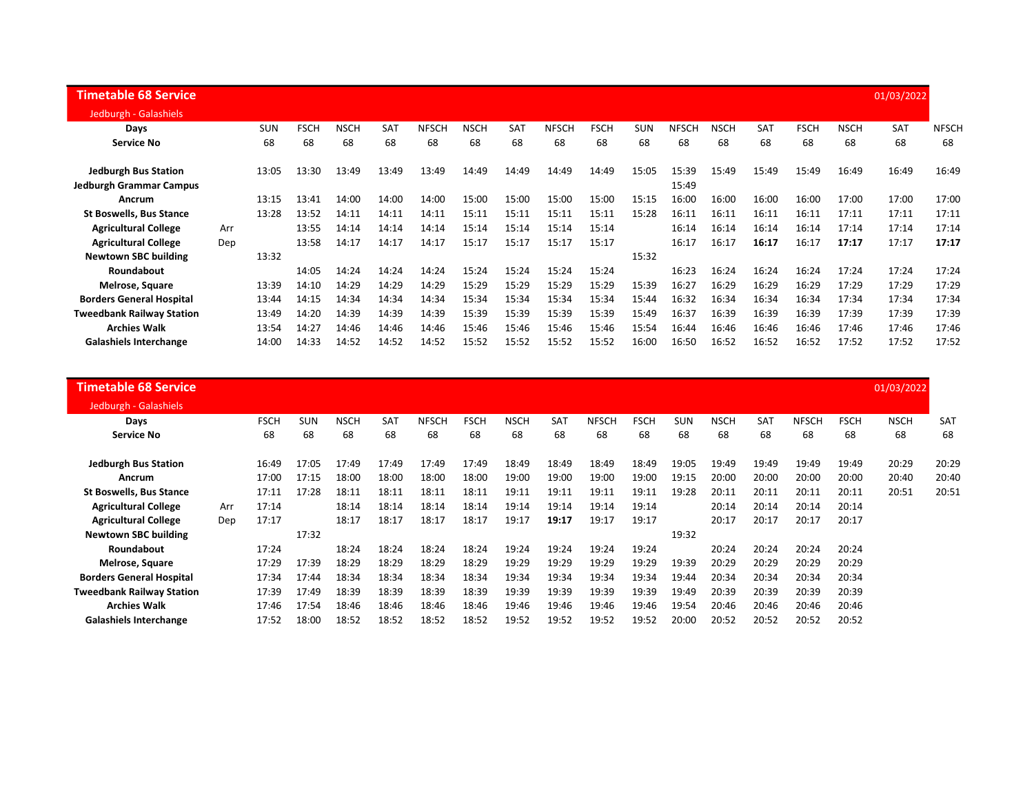## Timetable 68 Service

01/03/2022

Jedburgh - Galashiels

| Days | | SUN | FSCH | NSCH | SAT | NFSCH | NSCH | SAT | NFSCH | FSCH | SUN | NFSCH | NSCH | SAT | FSCH | NSCH | SAT | NFSCH |
|---|---|---|---|---|---|---|---|---|---|---|---|---|---|---|---|---|---|---|
| **Service No** | | 68 | 68 | 68 | 68 | 68 | 68 | 68 | 68 | 68 | 68 | 68 | 68 | 68 | 68 | 68 | 68 | 68 |
| **Jedburgh Bus Station** | | 13:05 | 13:30 | 13:49 | 13:49 | 13:49 | 14:49 | 14:49 | 14:49 | 14:49 | 15:05 | 15:39 | 15:49 | 15:49 | 15:49 | 16:49 | 16:49 | 16:49 |
| **Jedburgh Grammar Campus** | | | | | | | | | | | | 15:49 | | | | | | |
| **Ancrum** | | 13:15 | 13:41 | 14:00 | 14:00 | 14:00 | 15:00 | 15:00 | 15:00 | 15:00 | 15:15 | 16:00 | 16:00 | 16:00 | 16:00 | 17:00 | 17:00 | 17:00 |
| **St Boswells, Bus Stance** | | 13:28 | 13:52 | 14:11 | 14:11 | 14:11 | 15:11 | 15:11 | 15:11 | 15:11 | 15:28 | 16:11 | 16:11 | 16:11 | 16:11 | 17:11 | 17:11 | 17:11 |
| **Agricultural College** | Arr | | 13:55 | 14:14 | 14:14 | 14:14 | 15:14 | 15:14 | 15:14 | 15:14 | | 16:14 | 16:14 | 16:14 | 16:14 | 17:14 | 17:14 | 17:14 |
| **Agricultural College** | Dep | | 13:58 | 14:17 | 14:17 | 14:17 | 15:17 | 15:17 | 15:17 | 15:17 | | 16:17 | 16:17 | **16:17** | 16:17 | **17:17** | 17:17 | **17:17** |
| **Newtown SBC building** | | 13:32 | | | | | | | | | 15:32 | | | | | | | |
| **Roundabout** | | | 14:05 | 14:24 | 14:24 | 14:24 | 15:24 | 15:24 | 15:24 | 15:24 | | 16:23 | 16:24 | 16:24 | 16:24 | 17:24 | 17:24 | 17:24 |
| **Melrose, Square** | | 13:39 | 14:10 | 14:29 | 14:29 | 14:29 | 15:29 | 15:29 | 15:29 | 15:29 | 15:39 | 16:27 | 16:29 | 16:29 | 16:29 | 17:29 | 17:29 | 17:29 |
| **Borders General Hospital** | | 13:44 | 14:15 | 14:34 | 14:34 | 14:34 | 15:34 | 15:34 | 15:34 | 15:34 | 15:44 | 16:32 | 16:34 | 16:34 | 16:34 | 17:34 | 17:34 | 17:34 |
| **Tweedbank Railway Station** | | 13:49 | 14:20 | 14:39 | 14:39 | 14:39 | 15:39 | 15:39 | 15:39 | 15:39 | 15:49 | 16:37 | 16:39 | 16:39 | 16:39 | 17:39 | 17:39 | 17:39 |
| **Archies Walk** | | 13:54 | 14:27 | 14:46 | 14:46 | 14:46 | 15:46 | 15:46 | 15:46 | 15:46 | 15:54 | 16:44 | 16:46 | 16:46 | 16:46 | 17:46 | 17:46 | 17:46 |
| **Galashiels Interchange** | | 14:00 | 14:33 | 14:52 | 14:52 | 14:52 | 15:52 | 15:52 | 15:52 | 15:52 | 16:00 | 16:50 | 16:52 | 16:52 | 16:52 | 17:52 | 17:52 | 17:52 |

## Timetable 68 Service

01/03/2022

Jedburgh - Galashiels

| Days | | FSCH | SUN | NSCH | SAT | NFSCH | FSCH | NSCH | SAT | NFSCH | FSCH | SUN | NSCH | SAT | NFSCH | FSCH | NSCH | SAT |
|---|---|---|---|---|---|---|---|---|---|---|---|---|---|---|---|---|---|---|
| **Service No** | | 68 | 68 | 68 | 68 | 68 | 68 | 68 | 68 | 68 | 68 | 68 | 68 | 68 | 68 | 68 | 68 | 68 |
| **Jedburgh Bus Station** | | 16:49 | 17:05 | 17:49 | 17:49 | 17:49 | 17:49 | 18:49 | 18:49 | 18:49 | 18:49 | 19:05 | 19:49 | 19:49 | 19:49 | 19:49 | 20:29 | 20:29 |
| **Ancrum** | | 17:00 | 17:15 | 18:00 | 18:00 | 18:00 | 18:00 | 19:00 | 19:00 | 19:00 | 19:00 | 19:15 | 20:00 | 20:00 | 20:00 | 20:00 | 20:40 | 20:40 |
| **St Boswells, Bus Stance** | | 17:11 | 17:28 | 18:11 | 18:11 | 18:11 | 18:11 | 19:11 | 19:11 | 19:11 | 19:11 | 19:28 | 20:11 | 20:11 | 20:11 | 20:11 | 20:51 | 20:51 |
| **Agricultural College** | Arr | 17:14 | | 18:14 | 18:14 | 18:14 | 18:14 | 19:14 | 19:14 | 19:14 | 19:14 | | 20:14 | 20:14 | 20:14 | 20:14 | | |
| **Agricultural College** | Dep | 17:17 | | 18:17 | 18:17 | 18:17 | 18:17 | 19:17 | **19:17** | 19:17 | 19:17 | | 20:17 | 20:17 | 20:17 | 20:17 | | |
| **Newtown SBC building** | | | 17:32 | | | | | | | | | 19:32 | | | | | | |
| **Roundabout** | | 17:24 | | 18:24 | 18:24 | 18:24 | 18:24 | 19:24 | 19:24 | 19:24 | 19:24 | | 20:24 | 20:24 | 20:24 | 20:24 | | |
| **Melrose, Square** | | 17:29 | 17:39 | 18:29 | 18:29 | 18:29 | 18:29 | 19:29 | 19:29 | 19:29 | 19:29 | 19:39 | 20:29 | 20:29 | 20:29 | 20:29 | | |
| **Borders General Hospital** | | 17:34 | 17:44 | 18:34 | 18:34 | 18:34 | 18:34 | 19:34 | 19:34 | 19:34 | 19:34 | 19:44 | 20:34 | 20:34 | 20:34 | 20:34 | | |
| **Tweedbank Railway Station** | | 17:39 | 17:49 | 18:39 | 18:39 | 18:39 | 18:39 | 19:39 | 19:39 | 19:39 | 19:39 | 19:49 | 20:39 | 20:39 | 20:39 | 20:39 | | |
| **Archies Walk** | | 17:46 | 17:54 | 18:46 | 18:46 | 18:46 | 18:46 | 19:46 | 19:46 | 19:46 | 19:46 | 19:54 | 20:46 | 20:46 | 20:46 | 20:46 | | |
| **Galashiels Interchange** | | 17:52 | 18:00 | 18:52 | 18:52 | 18:52 | 18:52 | 19:52 | 19:52 | 19:52 | 19:52 | 20:00 | 20:52 | 20:52 | 20:52 | 20:52 | | |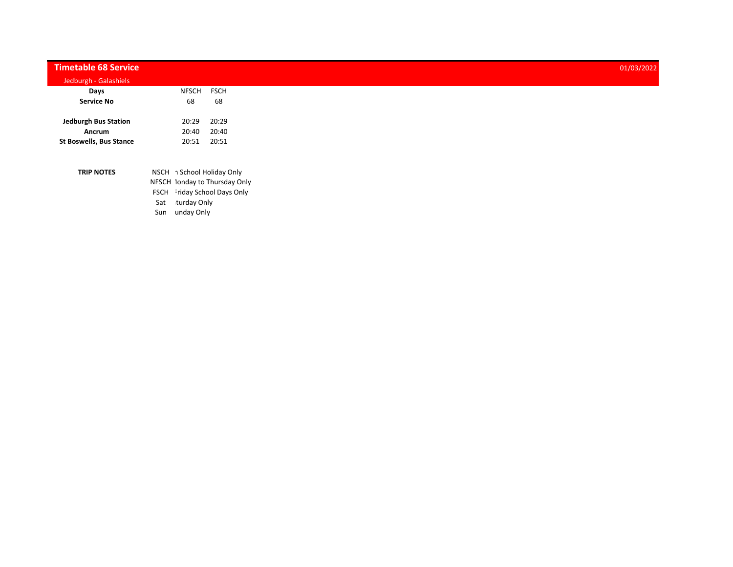## Timetable 68 Service

Jedburgh - Galashiels

01/03/2022

| Days | NFSCH | FSCH |
|---|---|---|
| Service No | 68 | 68 |
| | | |
| Jedburgh Bus Station | 20:29 | 20:29 |
| Ancrum | 20:40 | 20:40 |
| St Boswells, Bus Stance | 20:51 | 20:51 |

**TRIP NOTES**

NSCH ı School Holiday Only
NFSCH Ionday to Thursday Only
FSCH Friday School Days Only
Sat turday Only
Sun unday Only